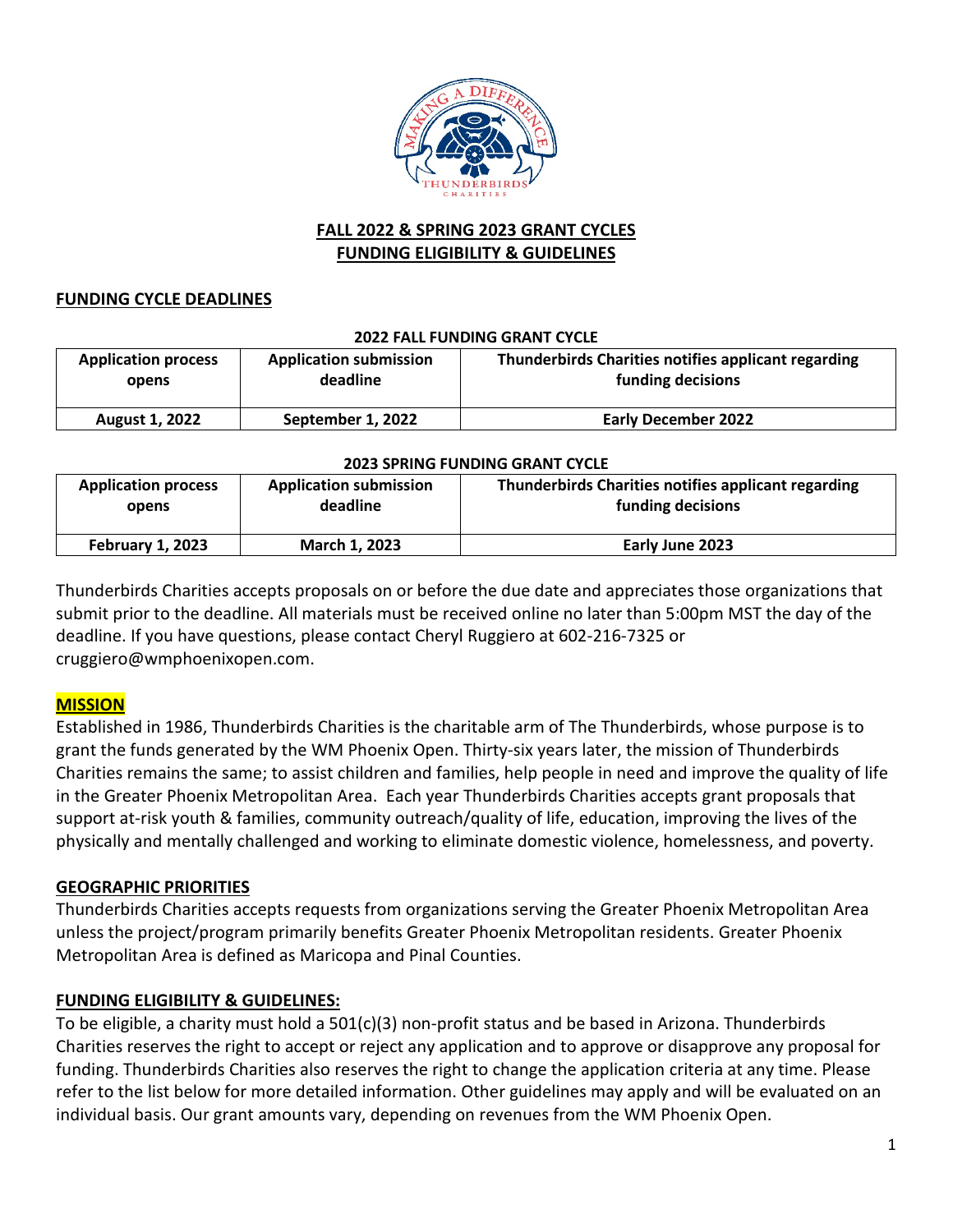# FALL 2022 & SPRING 2023 GRANT CYCLES
# FUNDING ELIGIBILITY & GUIDELINES

## FUNDING CYCLE DEADLINES

**2022 FALL FUNDING GRANT CYCLE**

| Application process opens | Application submission deadline | Thunderbirds Charities notifies applicant regarding funding decisions |
|---|---|---|
| **August 1, 2022** | **September 1, 2022** | **Early December 2022** |

**2023 SPRING FUNDING GRANT CYCLE**

| Application process opens | Application submission deadline | Thunderbirds Charities notifies applicant regarding funding decisions |
|---|---|---|
| **February 1, 2023** | **March 1, 2023** | **Early June 2023** |

Thunderbirds Charities accepts proposals on or before the due date and appreciates those organizations that submit prior to the deadline. All materials must be received online no later than 5:00pm MST the day of the deadline. If you have questions, please contact Cheryl Ruggiero at 602-216-7325 or cruggiero@wmphoenixopen.com.

## MISSION

Established in 1986, Thunderbirds Charities is the charitable arm of The Thunderbirds, whose purpose is to grant the funds generated by the WM Phoenix Open. Thirty-six years later, the mission of Thunderbirds Charities remains the same; to assist children and families, help people in need and improve the quality of life in the Greater Phoenix Metropolitan Area. Each year Thunderbirds Charities accepts grant proposals that support at-risk youth & families, community outreach/quality of life, education, improving the lives of the physically and mentally challenged and working to eliminate domestic violence, homelessness, and poverty.

## GEOGRAPHIC PRIORITIES

Thunderbirds Charities accepts requests from organizations serving the Greater Phoenix Metropolitan Area unless the project/program primarily benefits Greater Phoenix Metropolitan residents. Greater Phoenix Metropolitan Area is defined as Maricopa and Pinal Counties.

## FUNDING ELIGIBILITY & GUIDELINES:

To be eligible, a charity must hold a 501(c)(3) non-profit status and be based in Arizona. Thunderbirds Charities reserves the right to accept or reject any application and to approve or disapprove any proposal for funding. Thunderbirds Charities also reserves the right to change the application criteria at any time. Please refer to the list below for more detailed information. Other guidelines may apply and will be evaluated on an individual basis. Our grant amounts vary, depending on revenues from the WM Phoenix Open.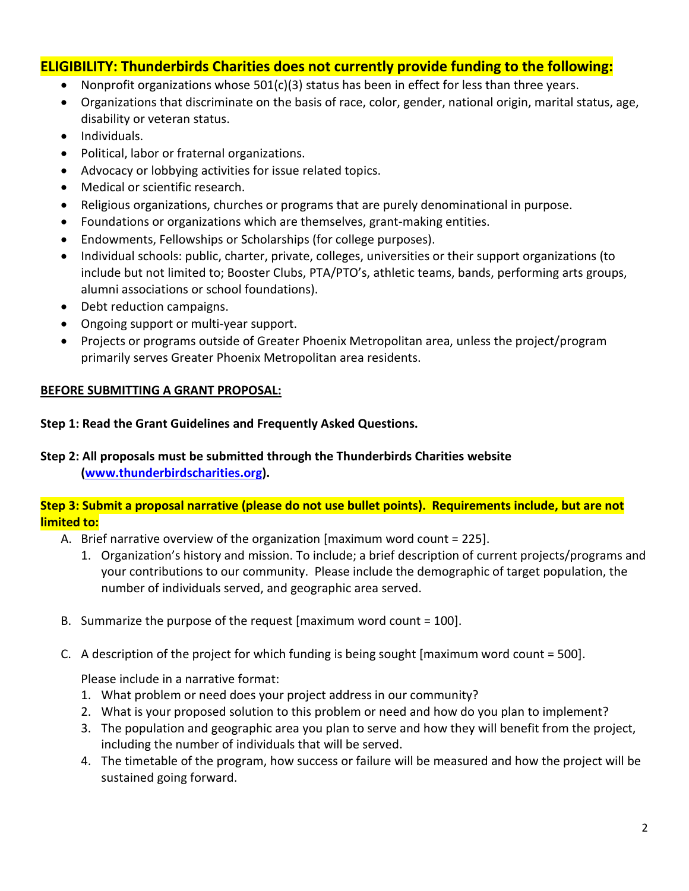## ELIGIBILITY: Thunderbirds Charities does not currently provide funding to the following:

- Nonprofit organizations whose 501(c)(3) status has been in effect for less than three years.
- Organizations that discriminate on the basis of race, color, gender, national origin, marital status, age, disability or veteran status.
- Individuals.
- Political, labor or fraternal organizations.
- Advocacy or lobbying activities for issue related topics.
- Medical or scientific research.
- Religious organizations, churches or programs that are purely denominational in purpose.
- Foundations or organizations which are themselves, grant-making entities.
- Endowments, Fellowships or Scholarships (for college purposes).
- Individual schools: public, charter, private, colleges, universities or their support organizations (to include but not limited to; Booster Clubs, PTA/PTO's, athletic teams, bands, performing arts groups, alumni associations or school foundations).
- Debt reduction campaigns.
- Ongoing support or multi-year support.
- Projects or programs outside of Greater Phoenix Metropolitan area, unless the project/program primarily serves Greater Phoenix Metropolitan area residents.

**BEFORE SUBMITTING A GRANT PROPOSAL:**

**Step 1: Read the Grant Guidelines and Frequently Asked Questions.**

**Step 2: All proposals must be submitted through the Thunderbirds Charities website ([www.thunderbirdscharities.org](www.thunderbirdscharities.org)).**

**Step 3: Submit a proposal narrative (please do not use bullet points). Requirements include, but are not limited to:**

A. Brief narrative overview of the organization [maximum word count = 225].
   1. Organization's history and mission. To include; a brief description of current projects/programs and your contributions to our community. Please include the demographic of target population, the number of individuals served, and geographic area served.

B. Summarize the purpose of the request [maximum word count = 100].

C. A description of the project for which funding is being sought [maximum word count = 500].

   Please include in a narrative format:
   1. What problem or need does your project address in our community?
   2. What is your proposed solution to this problem or need and how do you plan to implement?
   3. The population and geographic area you plan to serve and how they will benefit from the project, including the number of individuals that will be served.
   4. The timetable of the program, how success or failure will be measured and how the project will be sustained going forward.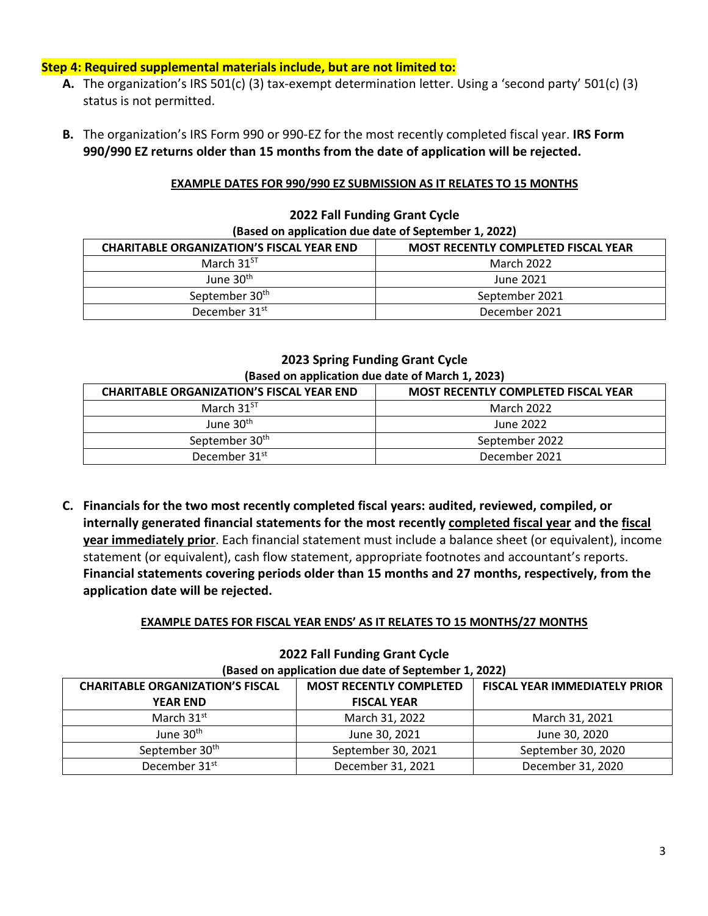**Step 4: Required supplemental materials include, but are not limited to:**

**A.** The organization's IRS 501(c) (3) tax-exempt determination letter. Using a 'second party' 501(c) (3) status is not permitted.

**B.** The organization's IRS Form 990 or 990-EZ for the most recently completed fiscal year. **IRS Form 990/990 EZ returns older than 15 months from the date of application will be rejected.**

**EXAMPLE DATES FOR 990/990 EZ SUBMISSION AS IT RELATES TO 15 MONTHS**

**2022 Fall Funding Grant Cycle**
**(Based on application due date of September 1, 2022)**

| CHARITABLE ORGANIZATION'S FISCAL YEAR END | MOST RECENTLY COMPLETED FISCAL YEAR |
|---|---|
| March 31st | March 2022 |
| June 30th | June 2021 |
| September 30th | September 2021 |
| December 31st | December 2021 |

**2023 Spring Funding Grant Cycle**
**(Based on application due date of March 1, 2023)**

| CHARITABLE ORGANIZATION'S FISCAL YEAR END | MOST RECENTLY COMPLETED FISCAL YEAR |
|---|---|
| March 31st | March 2022 |
| June 30th | June 2022 |
| September 30th | September 2022 |
| December 31st | December 2021 |

**C. Financials for the two most recently completed fiscal years: audited, reviewed, compiled, or internally generated financial statements for the most recently <u>completed fiscal year</u> and the <u>fiscal year immediately prior</u>**. Each financial statement must include a balance sheet (or equivalent), income statement (or equivalent), cash flow statement, appropriate footnotes and accountant's reports. **Financial statements covering periods older than 15 months and 27 months, respectively, from the application date will be rejected.**

**EXAMPLE DATES FOR FISCAL YEAR ENDS' AS IT RELATES TO 15 MONTHS/27 MONTHS**

**2022 Fall Funding Grant Cycle**
**(Based on application due date of September 1, 2022)**

| CHARITABLE ORGANIZATION'S FISCAL YEAR END | MOST RECENTLY COMPLETED FISCAL YEAR | FISCAL YEAR IMMEDIATELY PRIOR |
|---|---|---|
| March 31st | March 31, 2022 | March 31, 2021 |
| June 30th | June 30, 2021 | June 30, 2020 |
| September 30th | September 30, 2021 | September 30, 2020 |
| December 31st | December 31, 2021 | December 31, 2020 |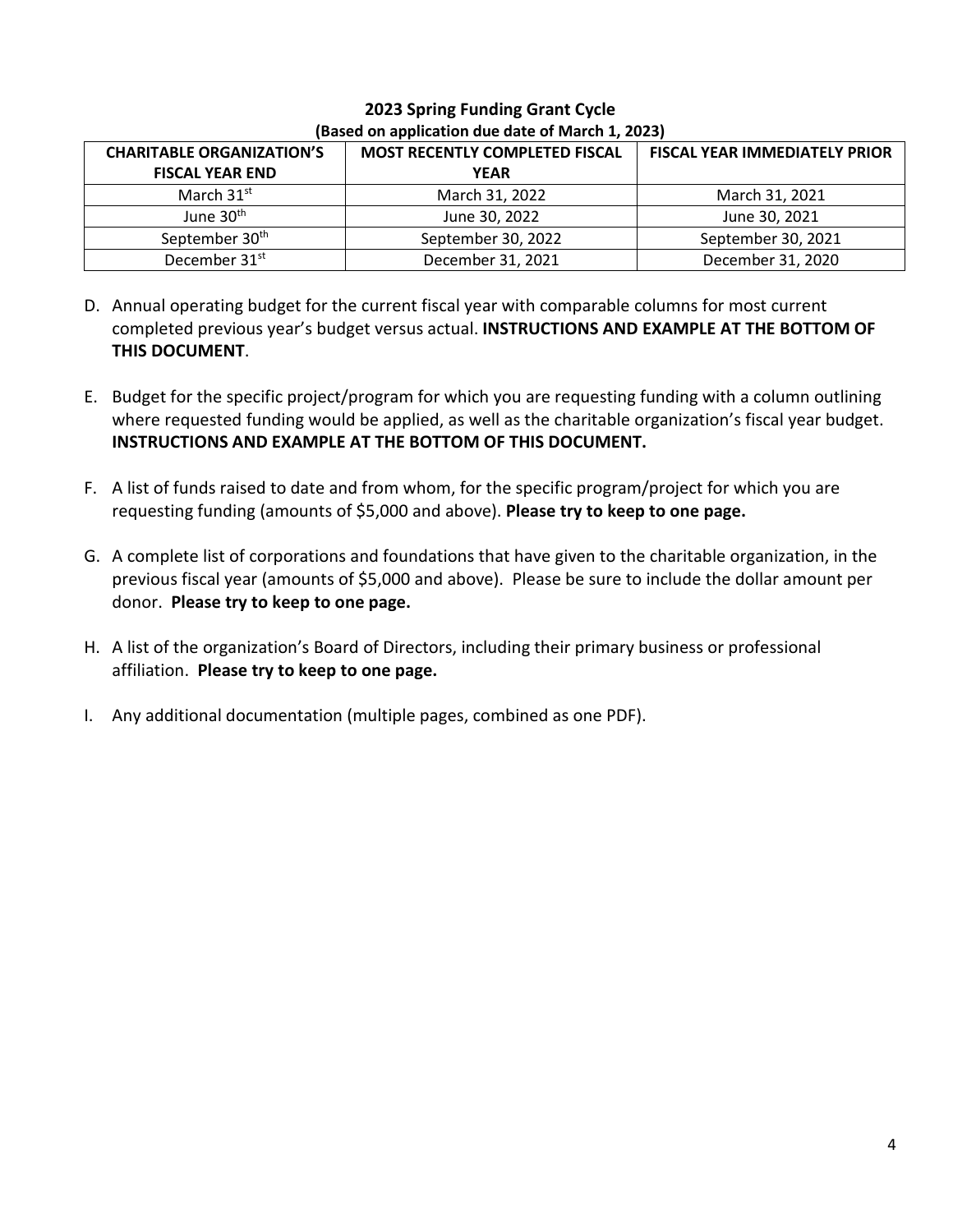**2023 Spring Funding Grant Cycle**
**(Based on application due date of March 1, 2023)**

| CHARITABLE ORGANIZATION'S FISCAL YEAR END | MOST RECENTLY COMPLETED FISCAL YEAR | FISCAL YEAR IMMEDIATELY PRIOR |
|---|---|---|
| March 31st | March 31, 2022 | March 31, 2021 |
| June 30th | June 30, 2022 | June 30, 2021 |
| September 30th | September 30, 2022 | September 30, 2021 |
| December 31st | December 31, 2021 | December 31, 2020 |

D. Annual operating budget for the current fiscal year with comparable columns for most current completed previous year's budget versus actual. **INSTRUCTIONS AND EXAMPLE AT THE BOTTOM OF THIS DOCUMENT**.

E. Budget for the specific project/program for which you are requesting funding with a column outlining where requested funding would be applied, as well as the charitable organization's fiscal year budget. **INSTRUCTIONS AND EXAMPLE AT THE BOTTOM OF THIS DOCUMENT.**

F. A list of funds raised to date and from whom, for the specific program/project for which you are requesting funding (amounts of $5,000 and above). **Please try to keep to one page.**

G. A complete list of corporations and foundations that have given to the charitable organization, in the previous fiscal year (amounts of $5,000 and above). Please be sure to include the dollar amount per donor. **Please try to keep to one page.**

H. A list of the organization's Board of Directors, including their primary business or professional affiliation. **Please try to keep to one page.**

I. Any additional documentation (multiple pages, combined as one PDF).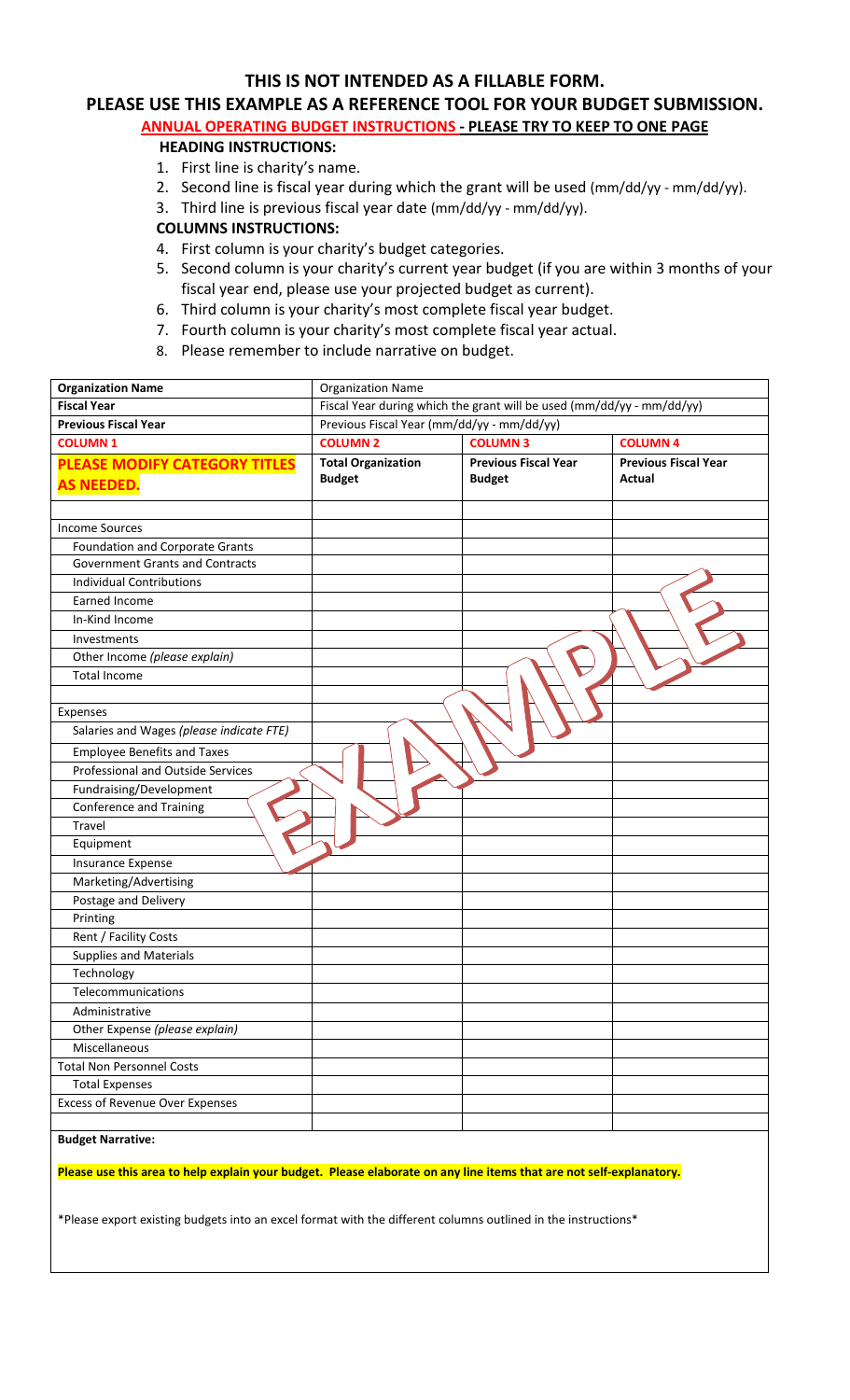# THIS IS NOT INTENDED AS A FILLABLE FORM.

## PLEASE USE THIS EXAMPLE AS A REFERENCE TOOL FOR YOUR BUDGET SUBMISSION.

### ANNUAL OPERATING BUDGET INSTRUCTIONS - PLEASE TRY TO KEEP TO ONE PAGE

**HEADING INSTRUCTIONS:**

1. First line is charity's name.
2. Second line is fiscal year during which the grant will be used (mm/dd/yy - mm/dd/yy).
3. Third line is previous fiscal year date (mm/dd/yy - mm/dd/yy).

**COLUMNS INSTRUCTIONS:**

4. First column is your charity's budget categories.
5. Second column is your charity's current year budget (if you are within 3 months of your fiscal year end, please use your projected budget as current).
6. Third column is your charity's most complete fiscal year budget.
7. Fourth column is your charity's most complete fiscal year actual.
8. Please remember to include narrative on budget.

| **Organization Name** | Organization Name | | |
|---|---|---|---|
| **Fiscal Year** | Fiscal Year during which the grant will be used (mm/dd/yy - mm/dd/yy) | | |
| **Previous Fiscal Year** | Previous Fiscal Year (mm/dd/yy - mm/dd/yy) | | |
| **COLUMN 1** | **COLUMN 2** | **COLUMN 3** | **COLUMN 4** |
| **PLEASE MODIFY CATEGORY TITLES AS NEEDED.** | **Total Organization Budget** | **Previous Fiscal Year Budget** | **Previous Fiscal Year Actual** |
| | | | |
| Income Sources | | | |
| Foundation and Corporate Grants | | | |
| Government Grants and Contracts | | | |
| Individual Contributions | | | |
| Earned Income | | | |
| In-Kind Income | | | |
| Investments | | | |
| Other Income *(please explain)* | | | |
| Total Income | | | |
| | | | |
| Expenses | | | |
| Salaries and Wages *(please indicate FTE)* | | | |
| Employee Benefits and Taxes | | | |
| Professional and Outside Services | | | |
| Fundraising/Development | | | |
| Conference and Training | | | |
| Travel | | | |
| Equipment | | | |
| Insurance Expense | | | |
| Marketing/Advertising | | | |
| Postage and Delivery | | | |
| Printing | | | |
| Rent / Facility Costs | | | |
| Supplies and Materials | | | |
| Technology | | | |
| Telecommunications | | | |
| Administrative | | | |
| Other Expense *(please explain)* | | | |
| Miscellaneous | | | |
| Total Non Personnel Costs | | | |
| Total Expenses | | | |
| Excess of Revenue Over Expenses | | | |
| | | | |

**Budget Narrative:**

**Please use this area to help explain your budget. Please elaborate on any line items that are not self-explanatory.**

*Please export existing budgets into an excel format with the different columns outlined in the instructions*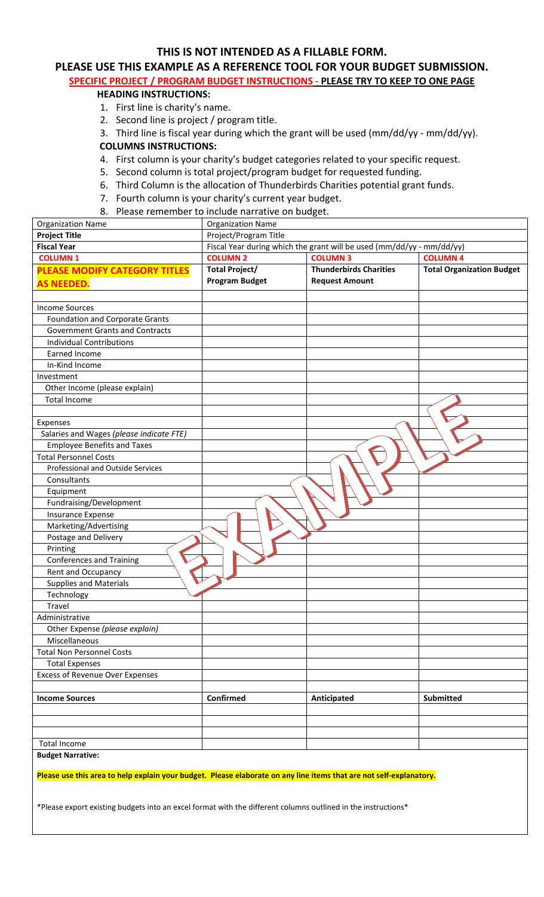# THIS IS NOT INTENDED AS A FILLABLE FORM.

## PLEASE USE THIS EXAMPLE AS A REFERENCE TOOL FOR YOUR BUDGET SUBMISSION.

### SPECIFIC PROJECT / PROGRAM BUDGET INSTRUCTIONS - PLEASE TRY TO KEEP TO ONE PAGE

**HEADING INSTRUCTIONS:**

1. First line is charity's name.
2. Second line is project / program title.
3. Third line is fiscal year during which the grant will be used (mm/dd/yy - mm/dd/yy).

**COLUMNS INSTRUCTIONS:**

4. First column is your charity's budget categories related to your specific request.
5. Second column is total project/program budget for requested funding.
6. Third Column is the allocation of Thunderbirds Charities potential grant funds.
7. Fourth column is your charity's current year budget.
8. Please remember to include narrative on budget.

| Organization Name | Organization Name | | |
|---|---|---|---|
| **Project Title** | Project/Program Title | | |
| **Fiscal Year** | Fiscal Year during which the grant will be used (mm/dd/yy - mm/dd/yy) | | |
| **COLUMN 1** | **COLUMN 2** | **COLUMN 3** | **COLUMN 4** |
| **PLEASE MODIFY CATEGORY TITLES AS NEEDED.** | **Total Project/ Program Budget** | **Thunderbirds Charities Request Amount** | **Total Organization Budget** |
| | | | |
| Income Sources | | | |
| Foundation and Corporate Grants | | | |
| Government Grants and Contracts | | | |
| Individual Contributions | | | |
| Earned Income | | | |
| In-Kind Income | | | |
| Investment | | | |
| Other Income (please explain) | | | |
| Total Income | | | |
| | | | |
| Expenses | | | |
| Salaries and Wages *(please indicate FTE)* | | | |
| Employee Benefits and Taxes | | | |
| Total Personnel Costs | | | |
| Professional and Outside Services | | | |
| Consultants | | | |
| Equipment | | | |
| Fundraising/Development | | | |
| Insurance Expense | | | |
| Marketing/Advertising | | | |
| Postage and Delivery | | | |
| Printing | | | |
| Conferences and Training | | | |
| Rent and Occupancy | | | |
| Supplies and Materials | | | |
| Technology | | | |
| Travel | | | |
| Administrative | | | |
| Other Expense *(please explain)* | | | |
| Miscellaneous | | | |
| Total Non Personnel Costs | | | |
| Total Expenses | | | |
| Excess of Revenue Over Expenses | | | |
| | | | |
| **Income Sources** | **Confirmed** | **Anticipated** | **Submitted** |
| | | | |
| | | | |
| | | | |
| Total Income | | | |

**Budget Narrative:**

**Please use this area to help explain your budget. Please elaborate on any line items that are not self-explanatory.**

*Please export existing budgets into an excel format with the different columns outlined in the instructions*

EXAMPLE